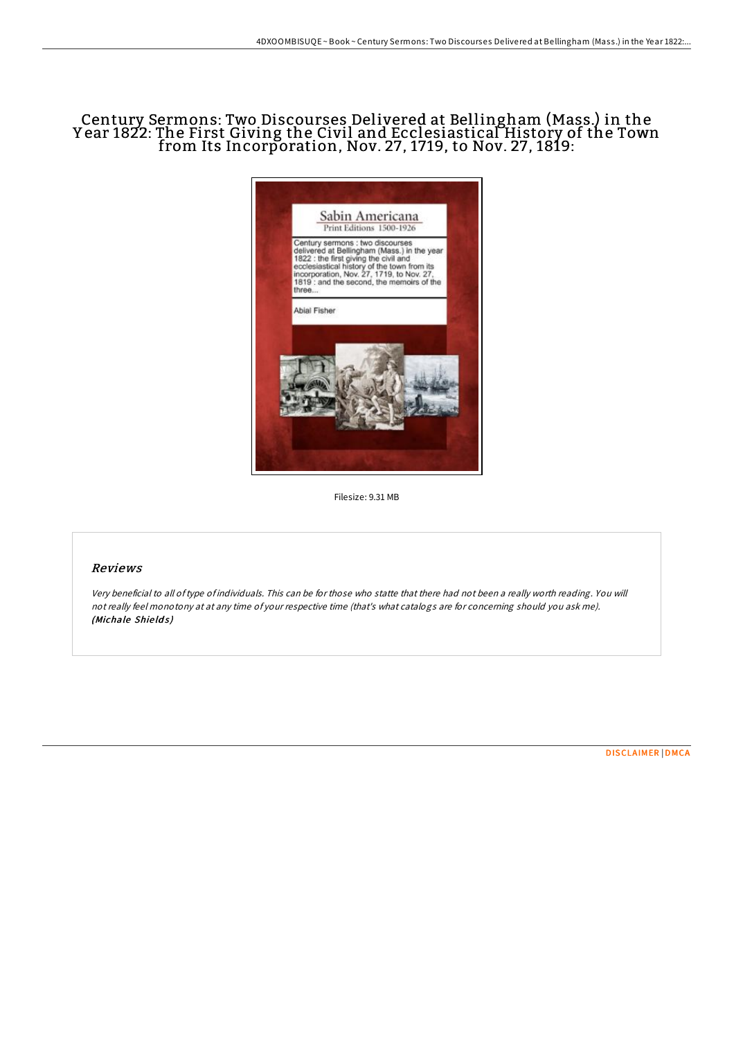# Century Sermons: Two Discourses Delivered at Bellingham (Mass.) in the Year 1822: The First Giving the Civil and Ecclesiastical History of the Town from Its Incorporation, Nov. 27, 1719, to Nov. 27, 1819:

Filesize: 9.31 MB

## Reviews

*Very beneficial to all of type of individuals. This can be for those who statte that there had not been a really worth reading. You will not really feel monotony at at any time of your respective time (that's what catalogs are for concerning should you ask me).*
***(Michale Shields)***

DISCLAIMER | DMCA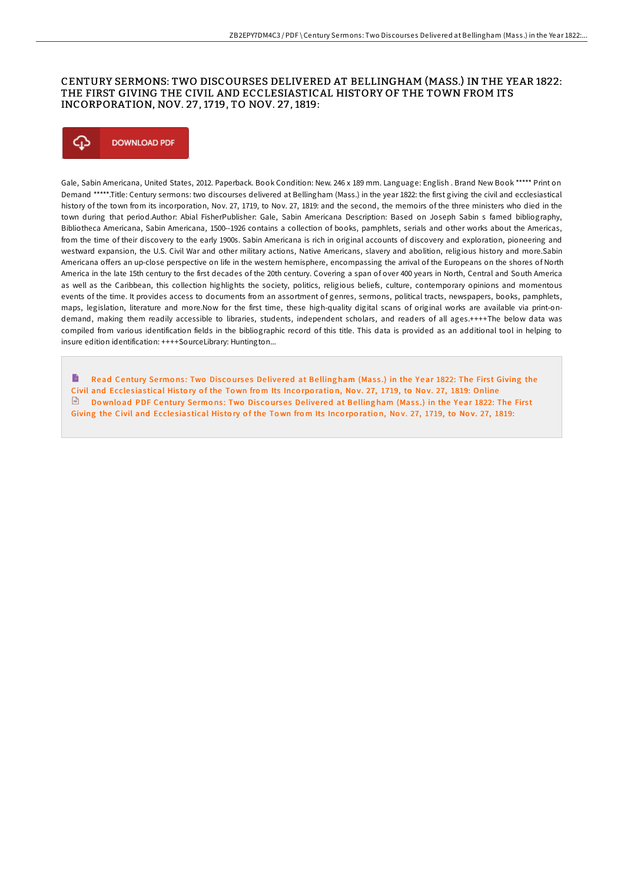# CENTURY SERMONS: TWO DISCOURSES DELIVERED AT BELLINGHAM (MASS.) IN THE YEAR 1822: THE FIRST GIVING THE CIVIL AND ECCLESIASTICAL HISTORY OF THE TOWN FROM ITS INCORPORATION, NOV. 27, 1719, TO NOV. 27, 1819:

DOWNLOAD PDF

Gale, Sabin Americana, United States, 2012. Paperback. Book Condition: New. 246 x 189 mm. Language: English . Brand New Book ***** Print on Demand *****.Title: Century sermons: two discourses delivered at Bellingham (Mass.) in the year 1822: the first giving the civil and ecclesiastical history of the town from its incorporation, Nov. 27, 1719, to Nov. 27, 1819: and the second, the memoirs of the three ministers who died in the town during that period.Author: Abial FisherPublisher: Gale, Sabin Americana Description: Based on Joseph Sabin s famed bibliography, Bibliotheca Americana, Sabin Americana, 1500--1926 contains a collection of books, pamphlets, serials and other works about the Americas, from the time of their discovery to the early 1900s. Sabin Americana is rich in original accounts of discovery and exploration, pioneering and westward expansion, the U.S. Civil War and other military actions, Native Americans, slavery and abolition, religious history and more.Sabin Americana offers an up-close perspective on life in the western hemisphere, encompassing the arrival of the Europeans on the shores of North America in the late 15th century to the first decades of the 20th century. Covering a span of over 400 years in North, Central and South America as well as the Caribbean, this collection highlights the society, politics, religious beliefs, culture, contemporary opinions and momentous events of the time. It provides access to documents from an assortment of genres, sermons, political tracts, newspapers, books, pamphlets, maps, legislation, literature and more.Now for the first time, these high-quality digital scans of original works are available via print-on-demand, making them readily accessible to libraries, students, independent scholars, and readers of all ages.++++The below data was compiled from various identification fields in the bibliographic record of this title. This data is provided as an additional tool in helping to insure edition identification: ++++SourceLibrary: Huntington...

Read Century Sermons: Two Discourses Delivered at Bellingham (Mass.) in the Year 1822: The First Giving the Civil and Ecclesiastical History of the Town from Its Incorporation, Nov. 27, 1719, to Nov. 27, 1819: Online

Download PDF Century Sermons: Two Discourses Delivered at Bellingham (Mass.) in the Year 1822: The First Giving the Civil and Ecclesiastical History of the Town from Its Incorporation, Nov. 27, 1719, to Nov. 27, 1819: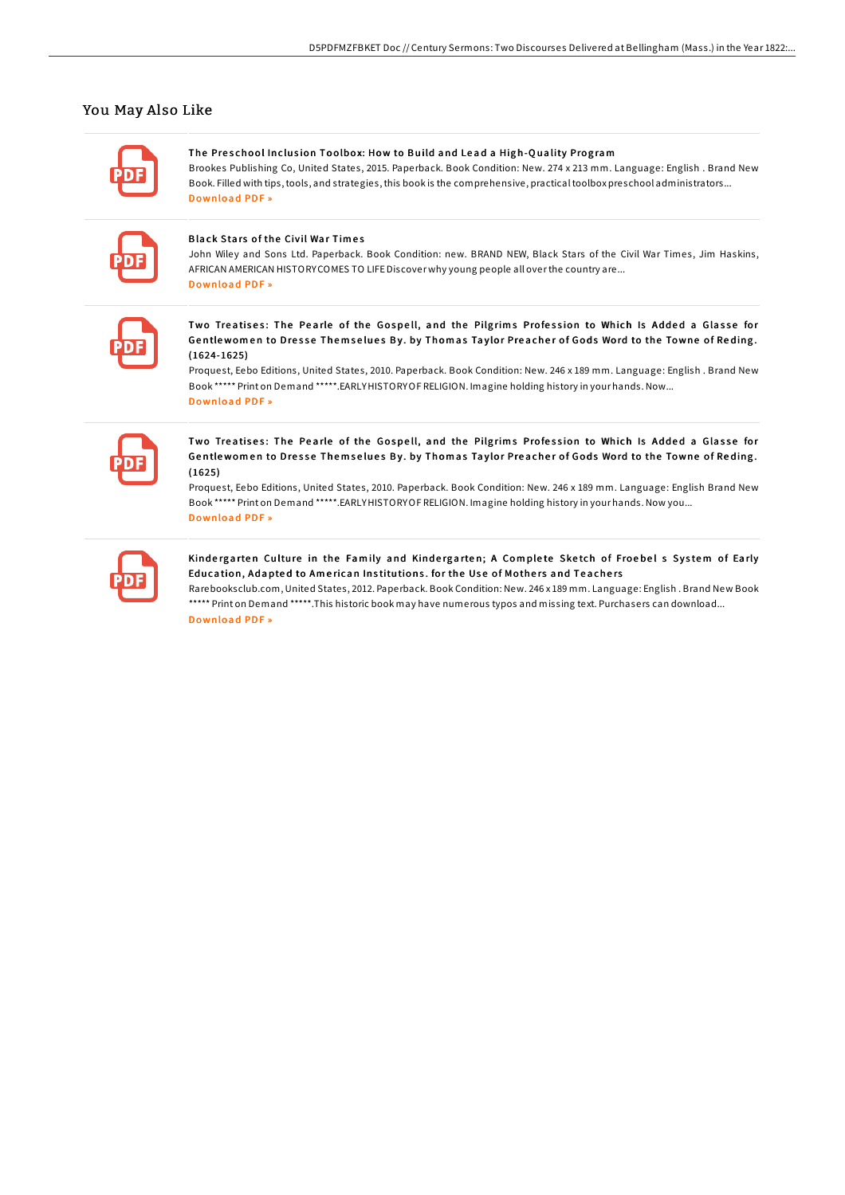## You May Also Like

**The Preschool Inclusion Toolbox: How to Build and Lead a High-Quality Program**

Brookes Publishing Co, United States, 2015. Paperback. Book Condition: New. 274 x 213 mm. Language: English . Brand New Book. Filled with tips, tools, and strategies, this book is the comprehensive, practical toolbox preschool administrators...

Download PDF »

**Black Stars of the Civil War Times**

John Wiley and Sons Ltd. Paperback. Book Condition: new. BRAND NEW, Black Stars of the Civil War Times, Jim Haskins, AFRICAN AMERICAN HISTORY COMES TO LIFE Discover why young people all over the country are...

Download PDF »

**Two Treatises: The Pearle of the Gospell, and the Pilgrims Profession to Which Is Added a Glasse for Gentlewomen to Dresse Themselues By. by Thomas Taylor Preacher of Gods Word to the Towne of Reding. (1624-1625)**

Proquest, Eebo Editions, United States, 2010. Paperback. Book Condition: New. 246 x 189 mm. Language: English . Brand New Book ***** Print on Demand *****.EARLY HISTORY OF RELIGION. Imagine holding history in your hands. Now...

Download PDF »

**Two Treatises: The Pearle of the Gospell, and the Pilgrims Profession to Which Is Added a Glasse for Gentlewomen to Dresse Themselues By. by Thomas Taylor Preacher of Gods Word to the Towne of Reding. (1625)**

Proquest, Eebo Editions, United States, 2010. Paperback. Book Condition: New. 246 x 189 mm. Language: English Brand New Book ***** Print on Demand *****.EARLY HISTORY OF RELIGION. Imagine holding history in your hands. Now you...

Download PDF »

**Kindergarten Culture in the Family and Kindergarten; A Complete Sketch of Froebel s System of Early Education, Adapted to American Institutions. for the Use of Mothers and Teachers**

Rarebooksclub.com, United States, 2012. Paperback. Book Condition: New. 246 x 189 mm. Language: English . Brand New Book ***** Print on Demand *****.This historic book may have numerous typos and missing text. Purchasers can download...

Download PDF »